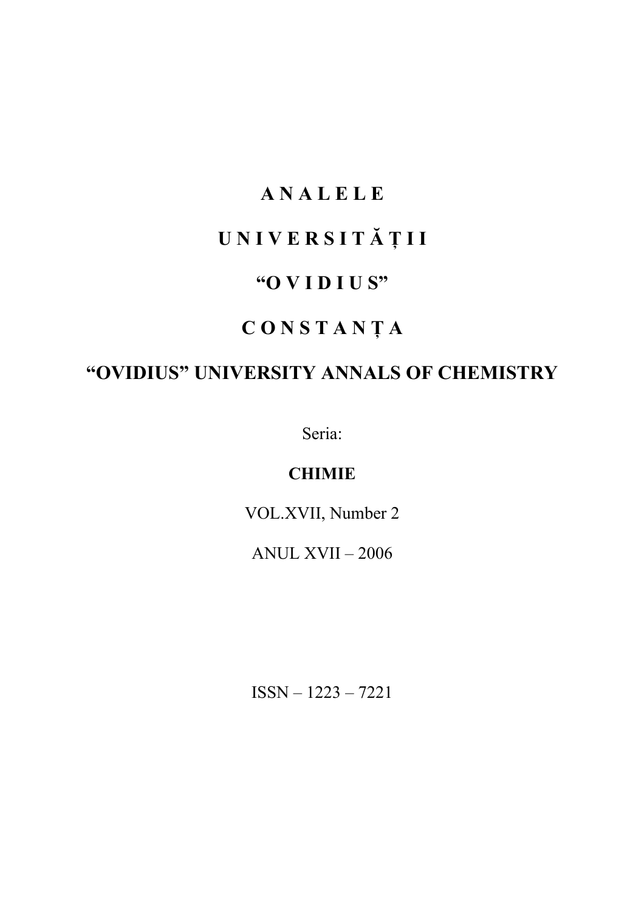# A N A L E L E

# U N I V E R S I T Ă Ț I I

# "O V I D I U S"

# C O N S T A N Ț A

# "OVIDIUS" UNIVERSITY ANNALS OF CHEMISTRY

Seria:

**CHIMIE**

VOL.XVII, Number 2

ANUL XVII – 2006

ISSN – 1223 – 7221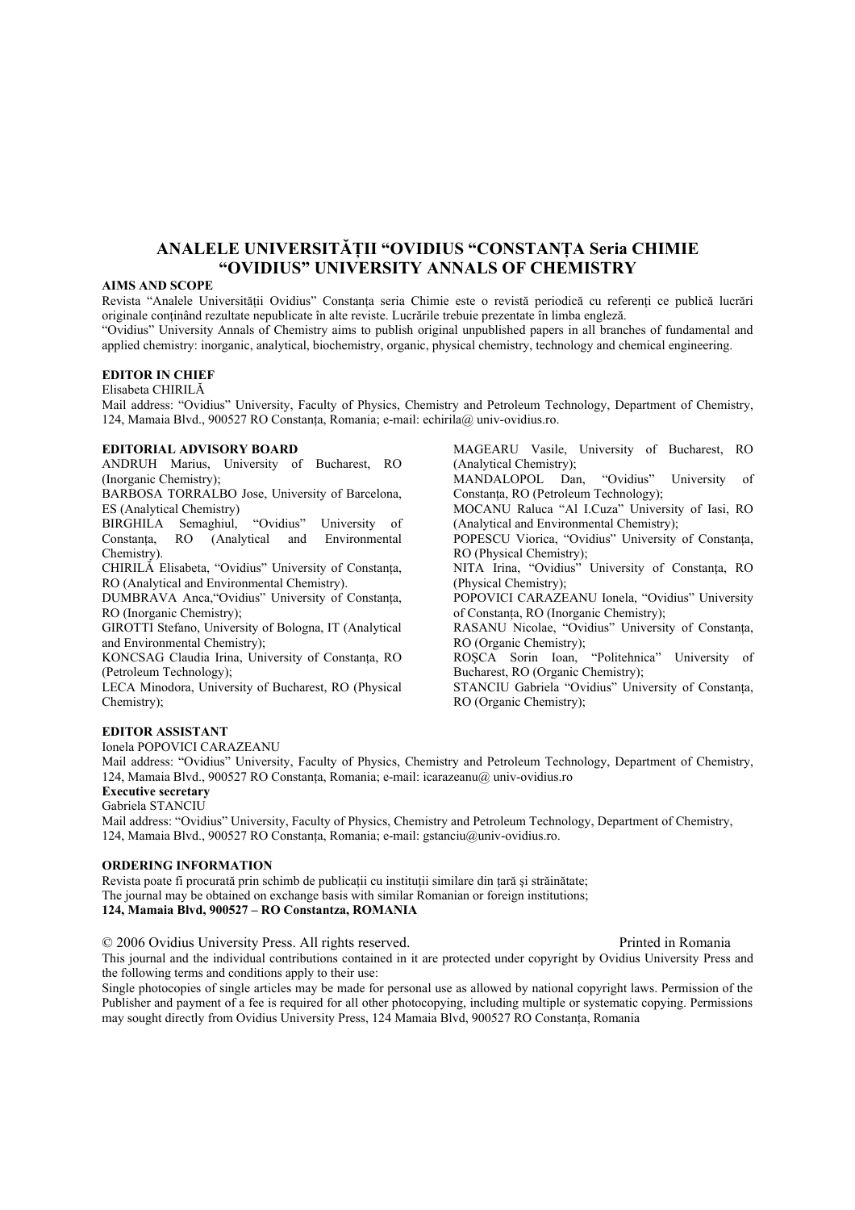# ANALELE UNIVERSITĂȚII "OVIDIUS "CONSTANȚA Seria CHIMIE
# "OVIDIUS" UNIVERSITY ANNALS OF CHEMISTRY

**AIMS AND SCOPE**

Revista "Analele Universității Ovidius" Constanța seria Chimie este o revistă periodică cu referenți ce publică lucrări originale conținând rezultate nepublicate în alte reviste. Lucrările trebuie prezentate în limba engleză.

"Ovidius" University Annals of Chemistry aims to publish original unpublished papers in all branches of fundamental and applied chemistry: inorganic, analytical, biochemistry, organic, physical chemistry, technology and chemical engineering.

**EDITOR IN CHIEF**

Elisabeta CHIRILĂ

Mail address: "Ovidius" University, Faculty of Physics, Chemistry and Petroleum Technology, Department of Chemistry, 124, Mamaia Blvd., 900527 RO Constanța, Romania; e-mail: echirila@ univ-ovidius.ro.

**EDITORIAL ADVISORY BOARD**

ANDRUH Marius, University of Bucharest, RO (Inorganic Chemistry);
BARBOSA TORRALBO Jose, University of Barcelona, ES (Analytical Chemistry)
BIRGHILA Semaghiul, "Ovidius" University of Constanța, RO (Analytical and Environmental Chemistry).
CHIRILĂ Elisabeta, "Ovidius" University of Constanța, RO (Analytical and Environmental Chemistry).
DUMBRAVA Anca,"Ovidius" University of Constanța, RO (Inorganic Chemistry);
GIROTTI Stefano, University of Bologna, IT (Analytical and Environmental Chemistry);
KONCSAG Claudia Irina, University of Constanța, RO (Petroleum Technology);
LECA Minodora, University of Bucharest, RO (Physical Chemistry);
MAGEARU Vasile, University of Bucharest, RO (Analytical Chemistry);
MANDALOPOL Dan, "Ovidius" University of Constanța, RO (Petroleum Technology);
MOCANU Raluca "Al I.Cuza" University of Iasi, RO (Analytical and Environmental Chemistry);
POPESCU Viorica, "Ovidius" University of Constanța, RO (Physical Chemistry);
NITA Irina, "Ovidius" University of Constanța, RO (Physical Chemistry);
POPOVICI CARAZEANU Ionela, "Ovidius" University of Constanța, RO (Inorganic Chemistry);
RASANU Nicolae, "Ovidius" University of Constanța, RO (Organic Chemistry);
ROȘCA Sorin Ioan, "Politehnica" University of Bucharest, RO (Organic Chemistry);
STANCIU Gabriela "Ovidius" University of Constanța, RO (Organic Chemistry);

**EDITOR ASSISTANT**

Ionela POPOVICI CARAZEANU

Mail address: "Ovidius" University, Faculty of Physics, Chemistry and Petroleum Technology, Department of Chemistry, 124, Mamaia Blvd., 900527 RO Constanța, Romania; e-mail: icarazeanu@ univ-ovidius.ro

**Executive secretary**

Gabriela STANCIU

Mail address: "Ovidius" University, Faculty of Physics, Chemistry and Petroleum Technology, Department of Chemistry, 124, Mamaia Blvd., 900527 RO Constanța, Romania; e-mail: gstanciu@univ-ovidius.ro.

**ORDERING INFORMATION**

Revista poate fi procurată prin schimb de publicații cu instituții similare din țară și străinătate;
The journal may be obtained on exchange basis with similar Romanian or foreign institutions;
**124, Mamaia Blvd, 900527 – RO Constantza, ROMANIA**

© 2006 Ovidius University Press. All rights reserved. Printed in Romania

This journal and the individual contributions contained in it are protected under copyright by Ovidius University Press and the following terms and conditions apply to their use:

Single photocopies of single articles may be made for personal use as allowed by national copyright laws. Permission of the Publisher and payment of a fee is required for all other photocopying, including multiple or systematic copying. Permissions may sought directly from Ovidius University Press, 124 Mamaia Blvd, 900527 RO Constanța, Romania